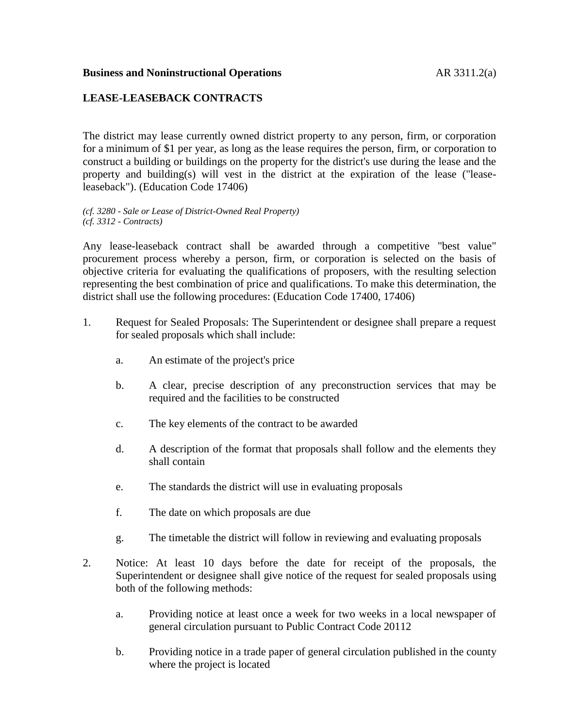**Business and Noninstructional Operations** AR 3311.2(a)

## LEASE-LEASEBACK CONTRACTS

The district may lease currently owned district property to any person, firm, or corporation for a minimum of $1 per year, as long as the lease requires the person, firm, or corporation to construct a building or buildings on the property for the district's use during the lease and the property and building(s) will vest in the district at the expiration of the lease ("lease-leaseback"). (Education Code 17406)

*(cf. 3280 - Sale or Lease of District-Owned Real Property)*
*(cf. 3312 - Contracts)*

Any lease-leaseback contract shall be awarded through a competitive "best value" procurement process whereby a person, firm, or corporation is selected on the basis of objective criteria for evaluating the qualifications of proposers, with the resulting selection representing the best combination of price and qualifications. To make this determination, the district shall use the following procedures: (Education Code 17400, 17406)

1. Request for Sealed Proposals: The Superintendent or designee shall prepare a request for sealed proposals which shall include:

    a. An estimate of the project's price

    b. A clear, precise description of any preconstruction services that may be required and the facilities to be constructed

    c. The key elements of the contract to be awarded

    d. A description of the format that proposals shall follow and the elements they shall contain

    e. The standards the district will use in evaluating proposals

    f. The date on which proposals are due

    g. The timetable the district will follow in reviewing and evaluating proposals

2. Notice: At least 10 days before the date for receipt of the proposals, the Superintendent or designee shall give notice of the request for sealed proposals using both of the following methods:

    a. Providing notice at least once a week for two weeks in a local newspaper of general circulation pursuant to Public Contract Code 20112

    b. Providing notice in a trade paper of general circulation published in the county where the project is located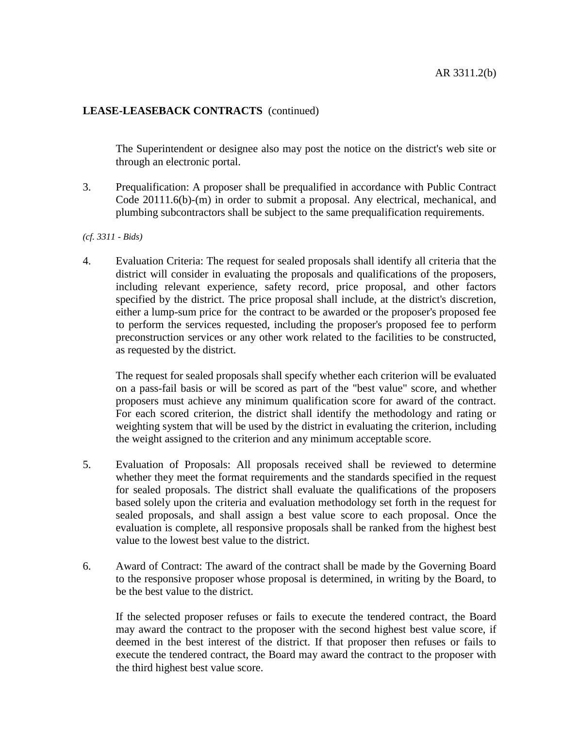**LEASE-LEASEBACK CONTRACTS** (continued)

The Superintendent or designee also may post the notice on the district's web site or through an electronic portal.

3. Prequalification: A proposer shall be prequalified in accordance with Public Contract Code 20111.6(b)-(m) in order to submit a proposal. Any electrical, mechanical, and plumbing subcontractors shall be subject to the same prequalification requirements.

*(cf. 3311 - Bids)*

4. Evaluation Criteria: The request for sealed proposals shall identify all criteria that the district will consider in evaluating the proposals and qualifications of the proposers, including relevant experience, safety record, price proposal, and other factors specified by the district. The price proposal shall include, at the district's discretion, either a lump-sum price for the contract to be awarded or the proposer's proposed fee to perform the services requested, including the proposer's proposed fee to perform preconstruction services or any other work related to the facilities to be constructed, as requested by the district.

   The request for sealed proposals shall specify whether each criterion will be evaluated on a pass-fail basis or will be scored as part of the "best value" score, and whether proposers must achieve any minimum qualification score for award of the contract. For each scored criterion, the district shall identify the methodology and rating or weighting system that will be used by the district in evaluating the criterion, including the weight assigned to the criterion and any minimum acceptable score.

5. Evaluation of Proposals: All proposals received shall be reviewed to determine whether they meet the format requirements and the standards specified in the request for sealed proposals. The district shall evaluate the qualifications of the proposers based solely upon the criteria and evaluation methodology set forth in the request for sealed proposals, and shall assign a best value score to each proposal. Once the evaluation is complete, all responsive proposals shall be ranked from the highest best value to the lowest best value to the district.

6. Award of Contract: The award of the contract shall be made by the Governing Board to the responsive proposer whose proposal is determined, in writing by the Board, to be the best value to the district.

   If the selected proposer refuses or fails to execute the tendered contract, the Board may award the contract to the proposer with the second highest best value score, if deemed in the best interest of the district. If that proposer then refuses or fails to execute the tendered contract, the Board may award the contract to the proposer with the third highest best value score.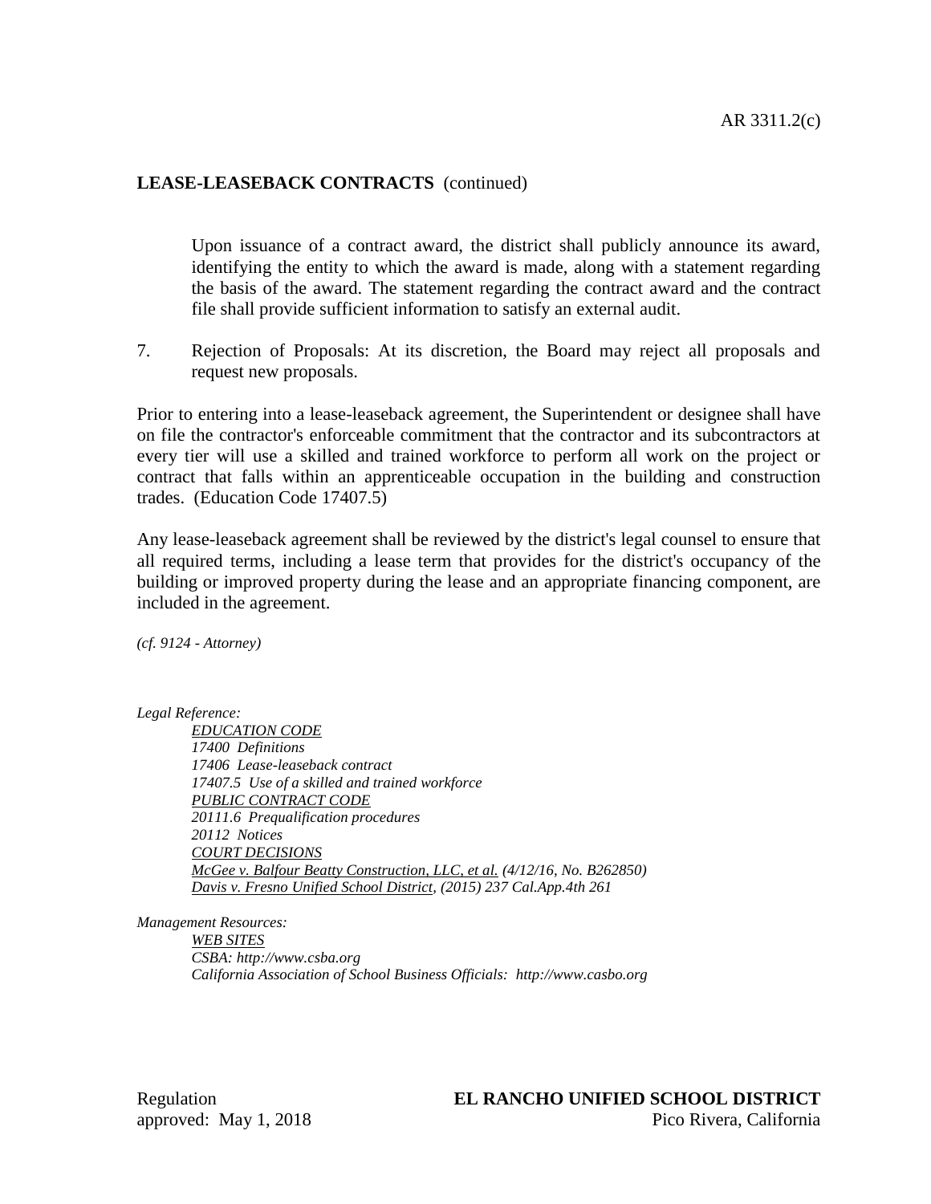**LEASE-LEASEBACK CONTRACTS** (continued)

Upon issuance of a contract award, the district shall publicly announce its award, identifying the entity to which the award is made, along with a statement regarding the basis of the award. The statement regarding the contract award and the contract file shall provide sufficient information to satisfy an external audit.

7. Rejection of Proposals: At its discretion, the Board may reject all proposals and request new proposals.

Prior to entering into a lease-leaseback agreement, the Superintendent or designee shall have on file the contractor's enforceable commitment that the contractor and its subcontractors at every tier will use a skilled and trained workforce to perform all work on the project or contract that falls within an apprenticeable occupation in the building and construction trades. (Education Code 17407.5)

Any lease-leaseback agreement shall be reviewed by the district's legal counsel to ensure that all required terms, including a lease term that provides for the district's occupancy of the building or improved property during the lease and an appropriate financing component, are included in the agreement.

*(cf. 9124 - Attorney)*

*Legal Reference:*

*EDUCATION CODE*
*17400 Definitions*
*17406 Lease-leaseback contract*
*17407.5 Use of a skilled and trained workforce*
*PUBLIC CONTRACT CODE*
*20111.6 Prequalification procedures*
*20112 Notices*
*COURT DECISIONS*
*McGee v. Balfour Beatty Construction, LLC, et al. (4/12/16, No. B262850)*
*Davis v. Fresno Unified School District, (2015) 237 Cal.App.4th 261*

*Management Resources:*

*WEB SITES*
*CSBA: http://www.csba.org*
*California Association of School Business Officials: http://www.casbo.org*

Regulation approved: May 1, 2018

**EL RANCHO UNIFIED SCHOOL DISTRICT**
Pico Rivera, California